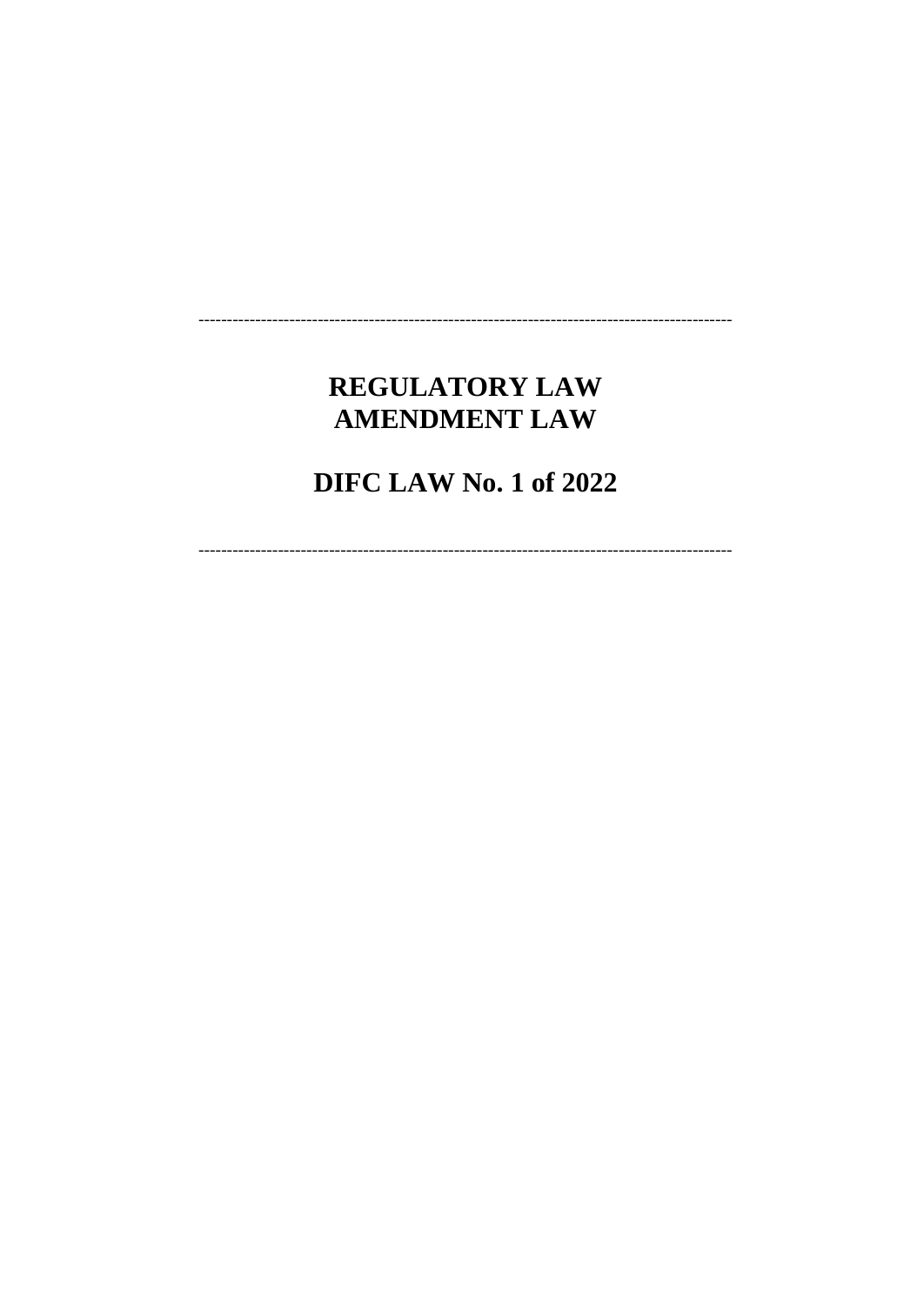---

# REGULATORY LAW AMENDMENT LAW

# DIFC LAW No. 1 of 2022

---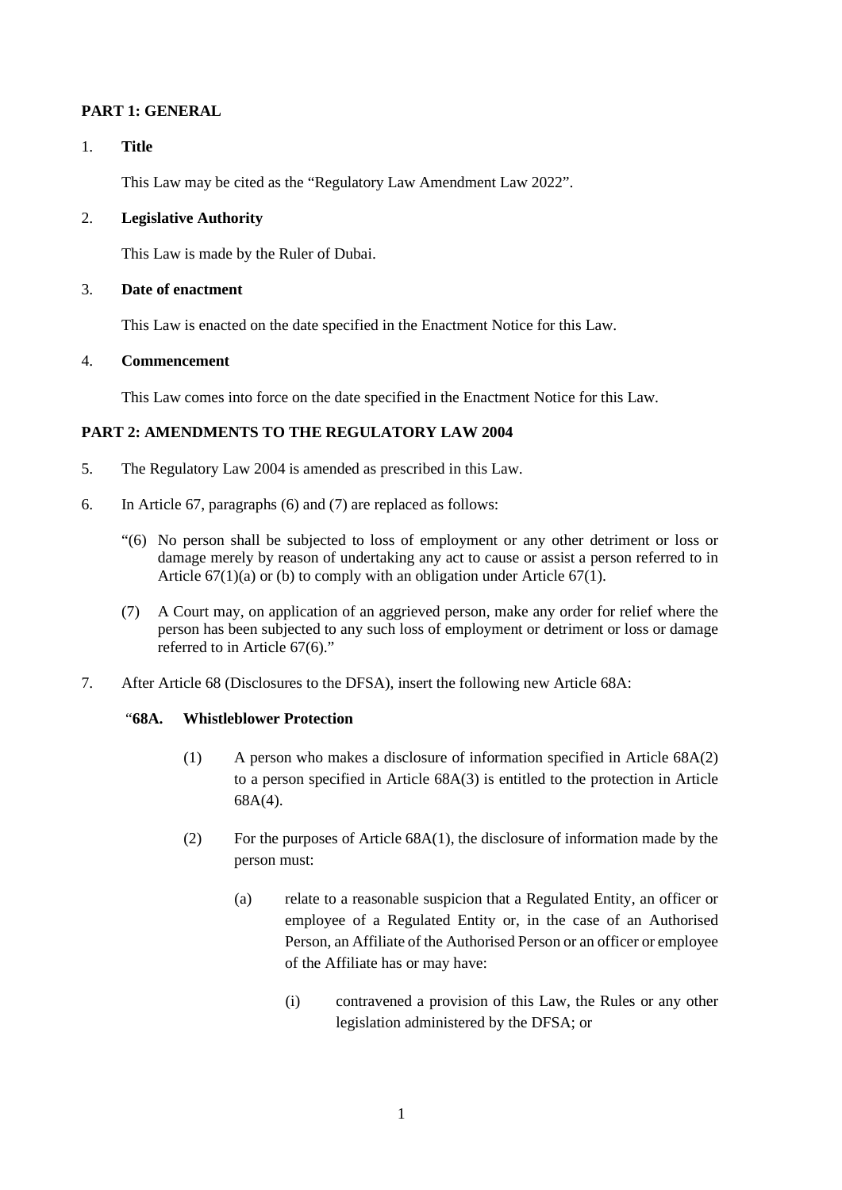**PART 1: GENERAL**

1. **Title**

   This Law may be cited as the "Regulatory Law Amendment Law 2022".

2. **Legislative Authority**

   This Law is made by the Ruler of Dubai.

3. **Date of enactment**

   This Law is enacted on the date specified in the Enactment Notice for this Law.

4. **Commencement**

   This Law comes into force on the date specified in the Enactment Notice for this Law.

**PART 2: AMENDMENTS TO THE REGULATORY LAW 2004**

5. The Regulatory Law 2004 is amended as prescribed in this Law.

6. In Article 67, paragraphs (6) and (7) are replaced as follows:

   "(6) No person shall be subjected to loss of employment or any other detriment or loss or damage merely by reason of undertaking any act to cause or assist a person referred to in Article 67(1)(a) or (b) to comply with an obligation under Article 67(1).

   (7) A Court may, on application of an aggrieved person, make any order for relief where the person has been subjected to any such loss of employment or detriment or loss or damage referred to in Article 67(6)."

7. After Article 68 (Disclosures to the DFSA), insert the following new Article 68A:

   "**68A. Whistleblower Protection**

   (1) A person who makes a disclosure of information specified in Article 68A(2) to a person specified in Article 68A(3) is entitled to the protection in Article 68A(4).

   (2) For the purposes of Article 68A(1), the disclosure of information made by the person must:

   (a) relate to a reasonable suspicion that a Regulated Entity, an officer or employee of a Regulated Entity or, in the case of an Authorised Person, an Affiliate of the Authorised Person or an officer or employee of the Affiliate has or may have:

   (i) contravened a provision of this Law, the Rules or any other legislation administered by the DFSA; or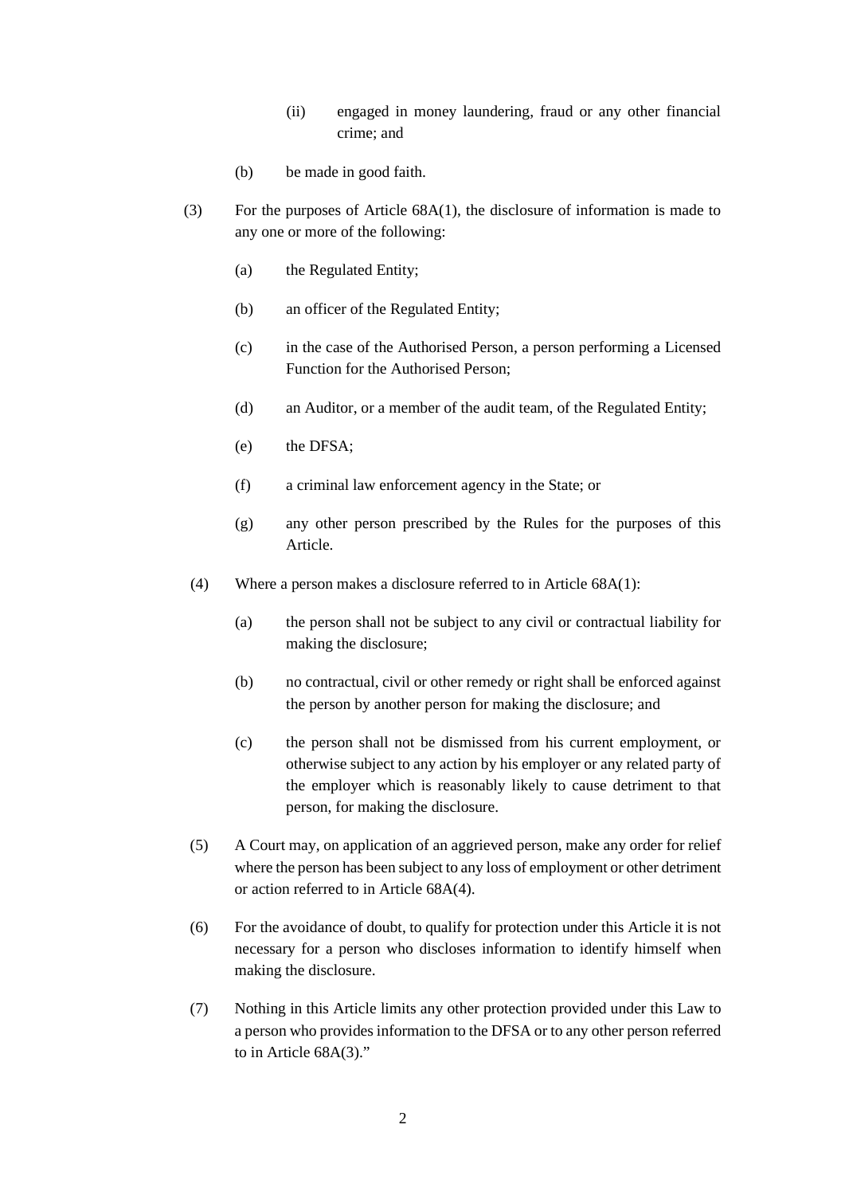(ii) engaged in money laundering, fraud or any other financial crime; and

(b) be made in good faith.

(3) For the purposes of Article 68A(1), the disclosure of information is made to any one or more of the following:

(a) the Regulated Entity;

(b) an officer of the Regulated Entity;

(c) in the case of the Authorised Person, a person performing a Licensed Function for the Authorised Person;

(d) an Auditor, or a member of the audit team, of the Regulated Entity;

(e) the DFSA;

(f) a criminal law enforcement agency in the State; or

(g) any other person prescribed by the Rules for the purposes of this Article.

(4) Where a person makes a disclosure referred to in Article 68A(1):

(a) the person shall not be subject to any civil or contractual liability for making the disclosure;

(b) no contractual, civil or other remedy or right shall be enforced against the person by another person for making the disclosure; and

(c) the person shall not be dismissed from his current employment, or otherwise subject to any action by his employer or any related party of the employer which is reasonably likely to cause detriment to that person, for making the disclosure.

(5) A Court may, on application of an aggrieved person, make any order for relief where the person has been subject to any loss of employment or other detriment or action referred to in Article 68A(4).

(6) For the avoidance of doubt, to qualify for protection under this Article it is not necessary for a person who discloses information to identify himself when making the disclosure.

(7) Nothing in this Article limits any other protection provided under this Law to a person who provides information to the DFSA or to any other person referred to in Article 68A(3)."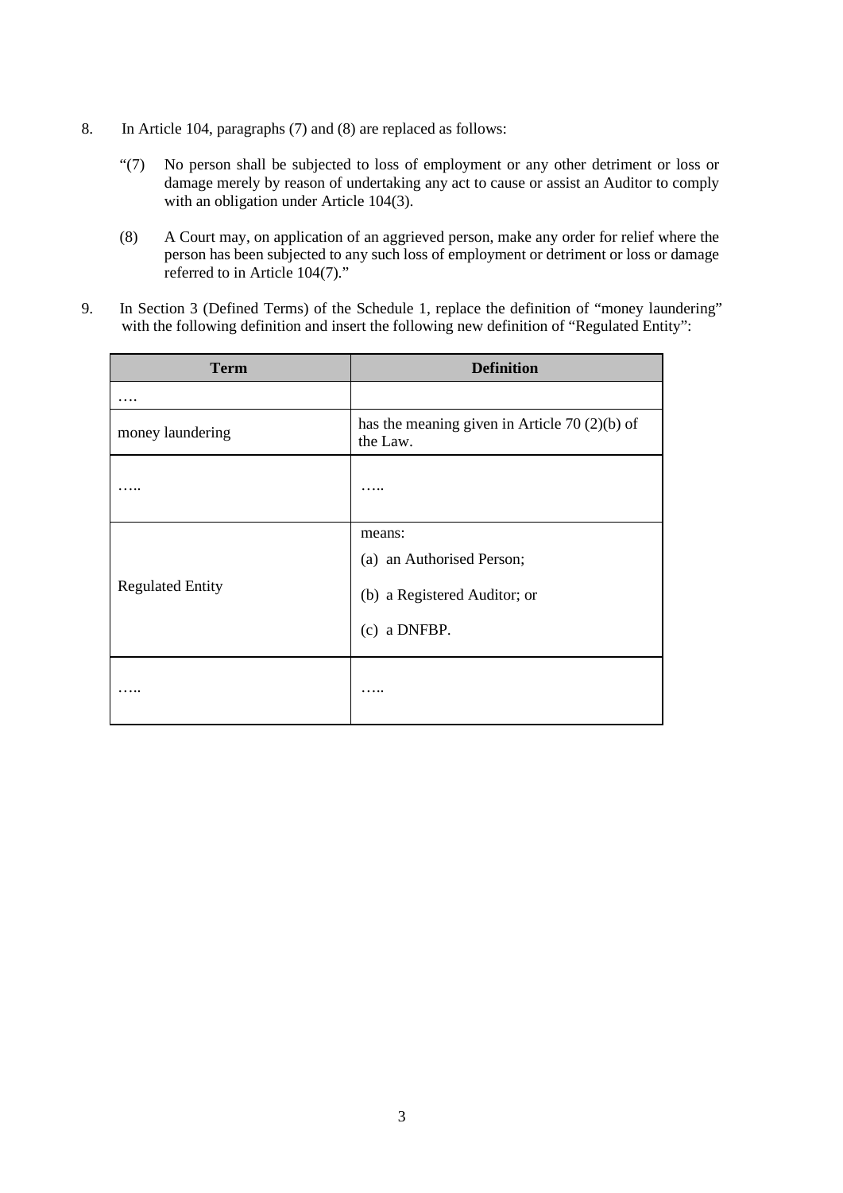8. In Article 104, paragraphs (7) and (8) are replaced as follows:

   "(7) No person shall be subjected to loss of employment or any other detriment or loss or damage merely by reason of undertaking any act to cause or assist an Auditor to comply with an obligation under Article 104(3).

   (8) A Court may, on application of an aggrieved person, make any order for relief where the person has been subjected to any such loss of employment or detriment or loss or damage referred to in Article 104(7)."

9. In Section 3 (Defined Terms) of the Schedule 1, replace the definition of "money laundering" with the following definition and insert the following new definition of "Regulated Entity":

| Term | Definition |
|---|---|
| …. | |
| money laundering | has the meaning given in Article 70 (2)(b) of the Law. |
| ….. | ….. |
| Regulated Entity | means: (a) an Authorised Person; (b) a Registered Auditor; or (c) a DNFBP. |
| ….. | ….. |